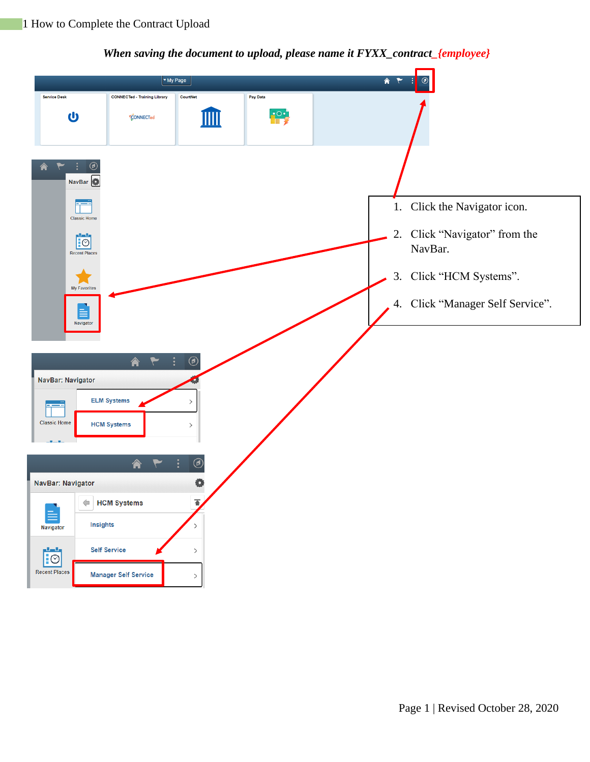# 1 How to Complete the Contract Upload

***When saving the document to upload, please name it FYXX_contract_{employee}***

1. Click the Navigator icon.
2. Click “Navigator” from the NavBar.
3. Click “HCM Systems”.
4. Click “Manager Self Service”.

Revised October 28, 2020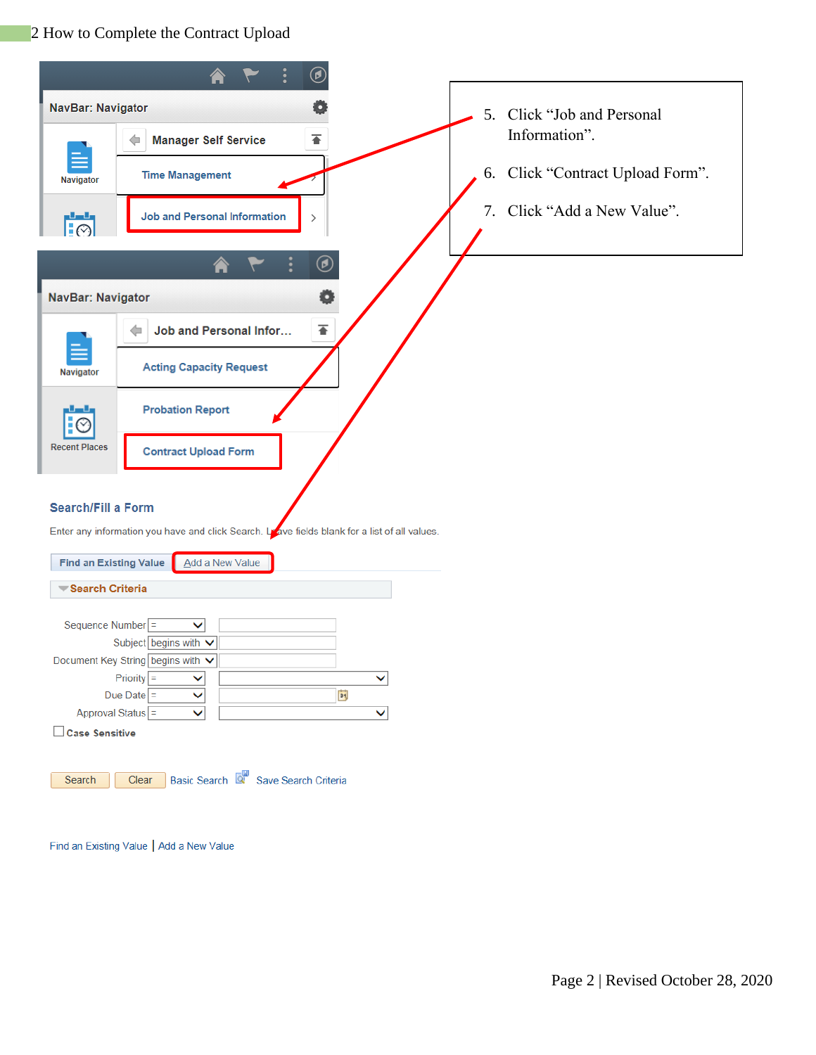## 2 How to Complete the Contract Upload

NavBar: Navigator

Navigator

Manager Self Service

Time Management

Job and Personal Information

5. Click “Job and Personal Information”.
6. Click “Contract Upload Form”.
7. Click “Add a New Value”.

NavBar: Navigator

Navigator

Recent Places

Job and Personal Infor...

Acting Capacity Request

Probation Report

Contract Upload Form

### Search/Fill a Form

Enter any information you have and click Search. Leave fields blank for a list of all values.

Find an Existing Value | Add a New Value

**Search Criteria**

Sequence Number =

Subject begins with

Document Key String begins with

Priority =

Due Date =

Approval Status =

Case Sensitive

Search | Clear | Basic Search | Save Search Criteria

Find an Existing Value | Add a New Value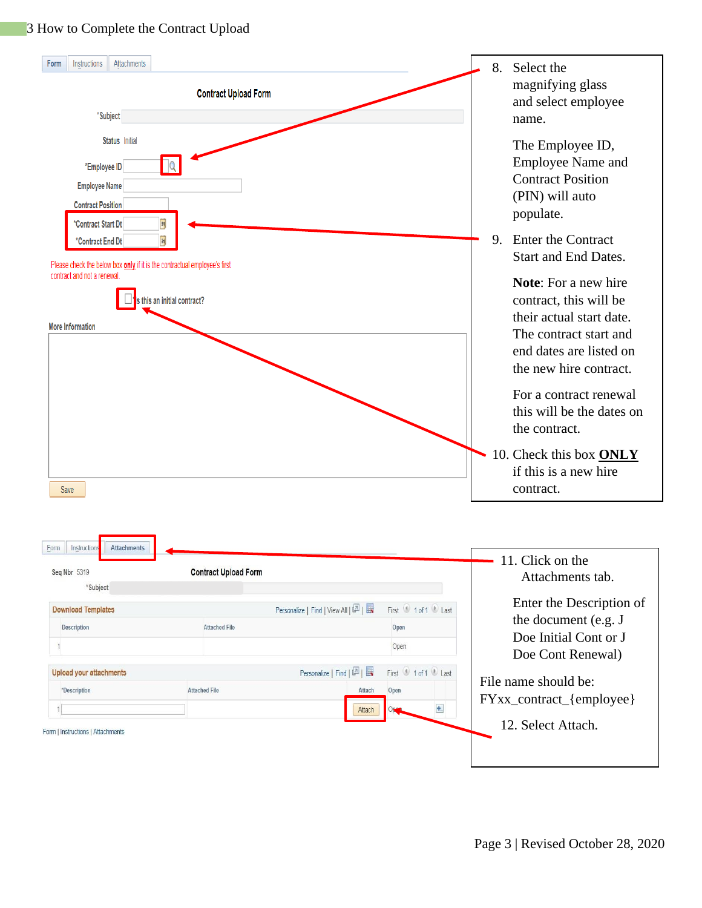## 3 How to Complete the Contract Upload

Form | Instructions | Attachments

**Contract Upload Form**

*Subject

Status Initial

*Employee ID

Employee Name

Contract Position

*Contract Start Dt

*Contract End Dt

Please check the below box only if it is the contractual employee's first contract and not a renewal.

Is this an initial contract?

More Information

Save

8. Select the magnifying glass and select employee name.

   The Employee ID, Employee Name and Contract Position (PIN) will auto populate.

9. Enter the Contract Start and End Dates.

   **Note**: For a new hire contract, this will be their actual start date. The contract start and end dates are listed on the new hire contract.

   For a contract renewal this will be the dates on the contract.

10. Check this box **ONLY** if this is a new hire contract.

Form | Instructions | Attachments

Seq Nbr 5319

**Contract Upload Form**

*Subject

Download Templates — Personalize | Find | View All | First 1 of 1 Last

| Description | Attached File | Open |
|---|---|---|
| 1 | | Open |

Upload your attachments — Personalize | Find | First 1 of 1 Last

| *Description | Attached File | Attach | Open |
|---|---|---|---|
| 1 | | Attach | Open |

Form | Instructions | Attachments

11. Click on the Attachments tab.

    Enter the Description of the document (e.g. J Doe Initial Cont or J Doe Cont Renewal)

File name should be: FYxx_contract_{employee}

12. Select Attach.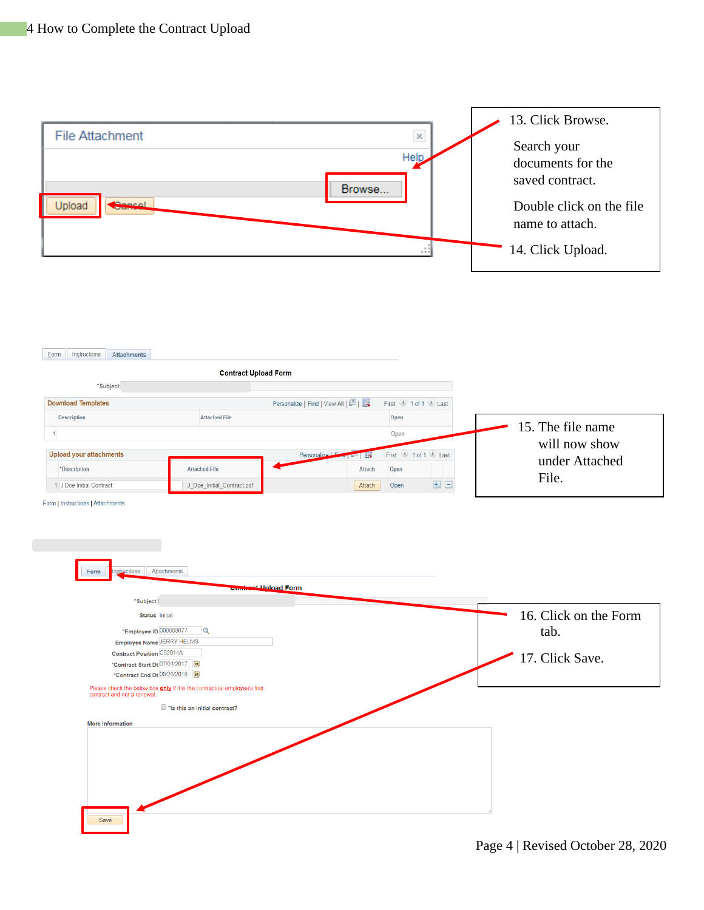4 How to Complete the Contract Upload

File Attachment

Help

Browse...

Upload

Cancel

13. Click Browse.

Search your documents for the saved contract.

Double click on the file name to attach.

14. Click Upload.

Form | Instructions | Attachments

Contract Upload Form

*Subject

Download Templates

| Description | Attached File | Open |
|---|---|---|
| 1 | | Open |

Upload your attachments

| *Description | Attached File | Attach | Open |
|---|---|---|---|
| 1 J Doe Initial Contract | J_Doe_Initial_Contract.pdf | Attach | Open |

Form | Instructions | Attachments

15. The file name will now show under Attached File.

Form | Instructions | Attachments

Contract Upload Form

*Subject

Status Initial

*Employee ID 000003677

Employee Name JERRY HELMS

Contract Position C02014A

*Contract Start Dt 07/01/2017

*Contract End Dt 06/26/2018

Please check the below box **only** if it is the contractual employee's first contract and not a renewal.

*Is this an initial contract?

More Information

Save

16. Click on the Form tab.

17. Click Save.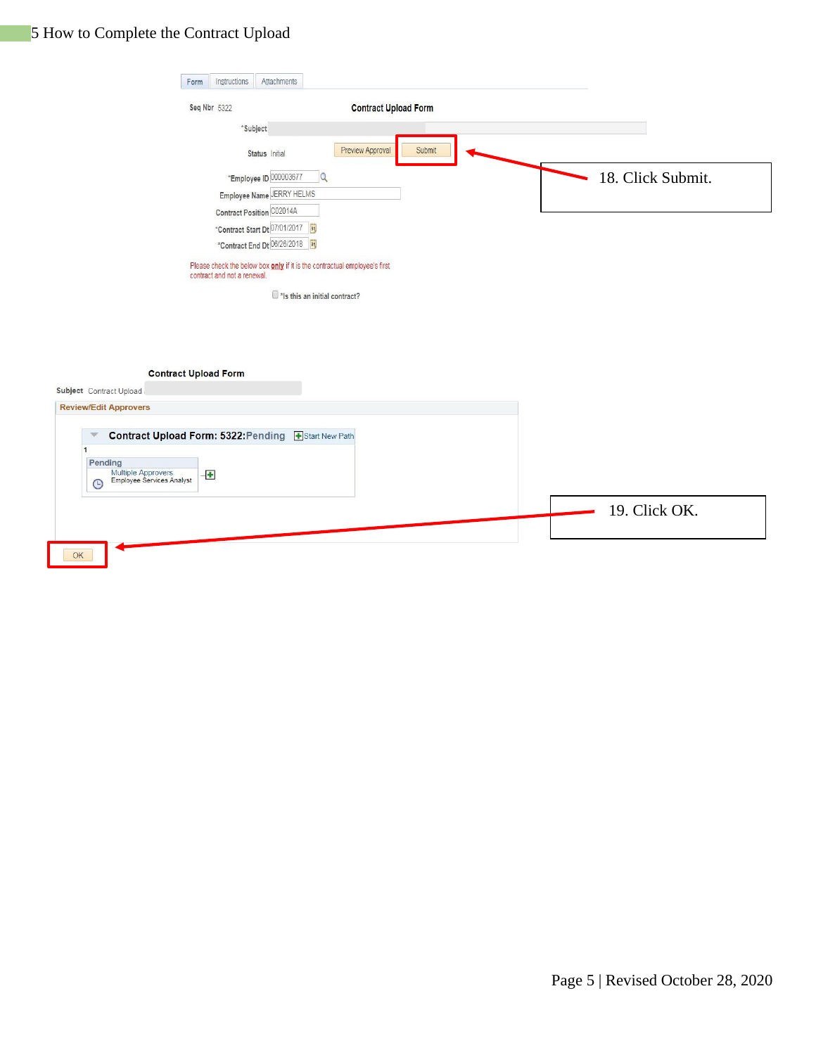# 5 How to Complete the Contract Upload

Form | Instructions | Attachments

Seq Nbr 5322

Contract Upload Form

*Subject

Status Initial

Preview Approval | Submit

*Employee ID 000003677

Employee Name JERRY HELMS

Contract Position C02014A

*Contract Start Dt 07/01/2017

*Contract End Dt 06/26/2018

Please check the below box **only** if it is the contractual employee's first contract and not a renewal.

*Is this an initial contract?

18. Click Submit.

Contract Upload Form

Subject Contract Upload

Review/Edit Approvers

Contract Upload Form: 5322:Pending

Start New Path

1

Pending

Multiple Approvers

Employee Services Analyst

OK

19. Click OK.